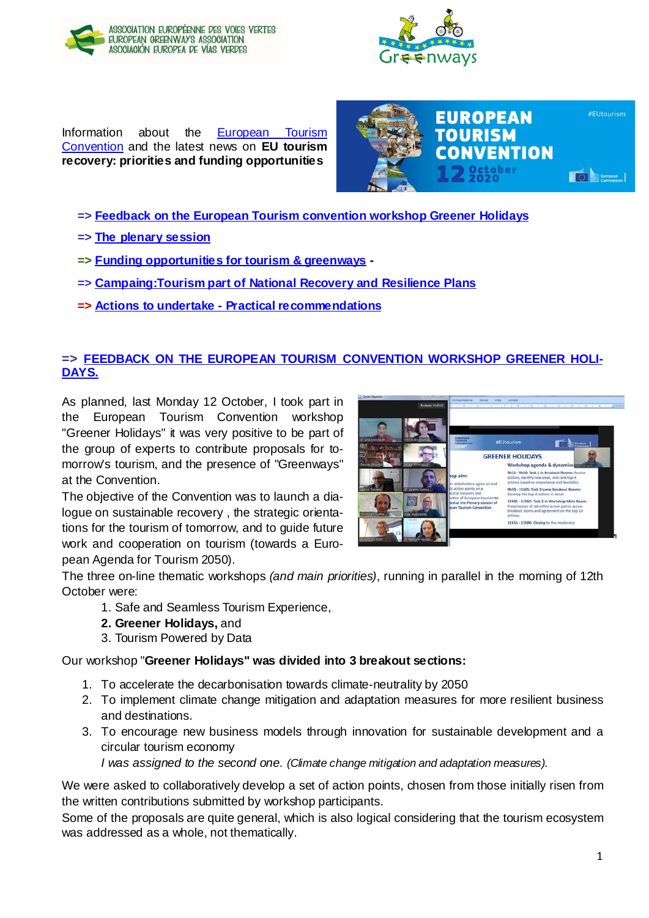Information about the European Tourism Convention and the latest news on **EU tourism recovery: priorities and funding opportunities**

=> Feedback on the European Tourism convention workshop Greener Holidays

=> The plenary session

=> Funding opportunities for tourism & greenways -

=> Campaing:Tourism part of National Recovery and Resilience Plans

=> Actions to undertake - Practical recommendations

## => FEEDBACK ON THE EUROPEAN TOURISM CONVENTION WORKSHOP GREENER HOLIDAYS.

As planned, last Monday 12 October, I took part in the European Tourism Convention workshop "Greener Holidays" it was very positive to be part of the group of experts to contribute proposals for tomorrow's tourism, and the presence of "Greenways" at the Convention.

The objective of the Convention was to launch a dialogue on sustainable recovery , the strategic orientations for the tourism of tomorrow, and to guide future work and cooperation on tourism (towards a European Agenda for Tourism 2050).

The three on-line thematic workshops *(and main priorities)*, running in parallel in the morning of 12th October were:

1. Safe and Seamless Tourism Experience,
2. **Greener Holidays,** and
3. Tourism Powered by Data

Our workshop "**Greener Holidays" was divided into 3 breakout sections:**

1. To accelerate the decarbonisation towards climate-neutrality by 2050
2. To implement climate change mitigation and adaptation measures for more resilient business and destinations.
3. To encourage new business models through innovation for sustainable development and a circular tourism economy

   *I was assigned to the second one. (Climate change mitigation and adaptation measures).*

We were asked to collaboratively develop a set of action points, chosen from those initially risen from the written contributions submitted by workshop participants.

Some of the proposals are quite general, which is also logical considering that the tourism ecosystem was addressed as a whole, not thematically.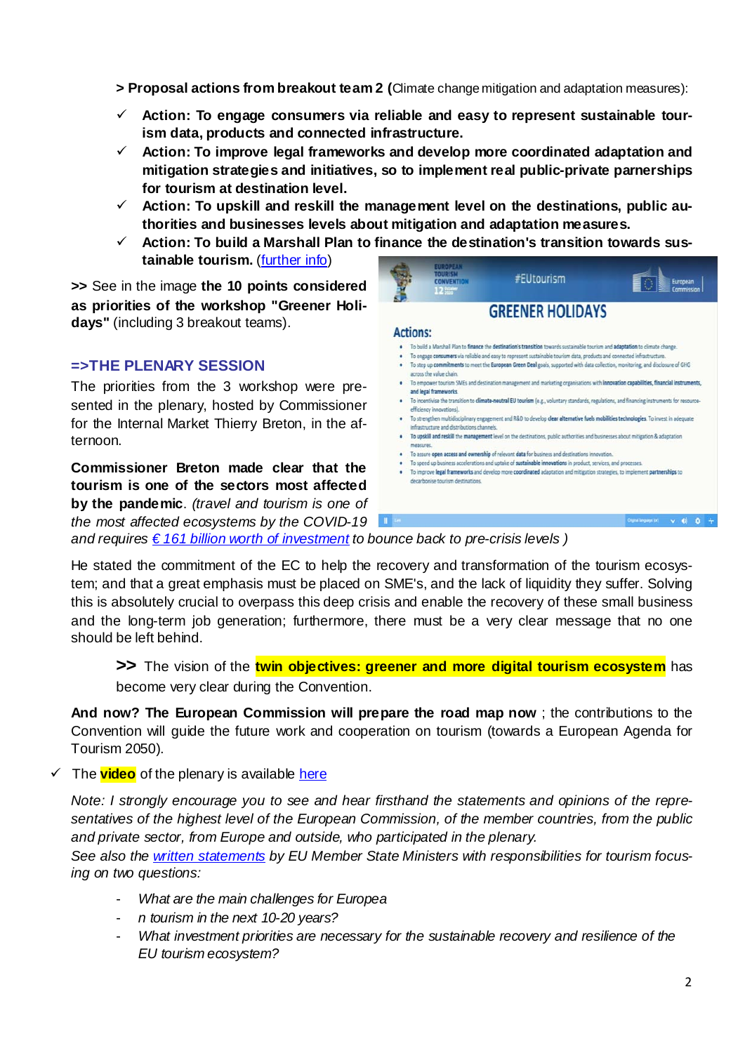> **Proposal actions from breakout team 2** (Climate change mitigation and adaptation measures):

- ✓ **Action: To engage consumers via reliable and easy to represent sustainable tourism data, products and connected infrastructure.**
- ✓ **Action: To improve legal frameworks and develop more coordinated adaptation and mitigation strategies and initiatives, so to implement real public-private parnerships for tourism at destination level.**
- ✓ **Action: To upskill and reskill the management level on the destinations, public authorities and businesses levels about mitigation and adaptation measures.**
- ✓ **Action: To build a Marshall Plan to finance the destination's transition towards sustainable tourism.** (further info)

**>>** See in the image **the 10 points considered as priorities of the workshop "Greener Holidays"** (including 3 breakout teams).

## =>THE PLENARY SESSION

The priorities from the 3 workshop were presented in the plenary, hosted by Commissioner for the Internal Market Thierry Breton, in the afternoon.

**Commissioner Breton made clear that the tourism is one of the sectors most affected by the pandemic**. *(travel and tourism is one of the most affected ecosystems by the COVID-19 and requires € 161 billion worth of investment to bounce back to pre-crisis levels )*

He stated the commitment of the EC to help the recovery and transformation of the tourism ecosystem; and that a great emphasis must be placed on SME's, and the lack of liquidity they suffer. Solving this is absolutely crucial to overpass this deep crisis and enable the recovery of these small business and the long-term job generation; furthermore, there must be a very clear message that no one should be left behind.

> **>>** The vision of the **twin objectives: greener and more digital tourism ecosystem** has become very clear during the Convention.

**And now? The European Commission will prepare the road map now** ; the contributions to the Convention will guide the future work and cooperation on tourism (towards a European Agenda for Tourism 2050).

- ✓ The **video** of the plenary is available here

*Note: I strongly encourage you to see and hear firsthand the statements and opinions of the representatives of the highest level of the European Commission, of the member countries, from the public and private sector, from Europe and outside, who participated in the plenary.*
*See also the written statements by EU Member State Ministers with responsibilities for tourism focusing on two questions:*

- *What are the main challenges for Europea*
- *n tourism in the next 10-20 years?*
- *What investment priorities are necessary for the sustainable recovery and resilience of the EU tourism ecosystem?*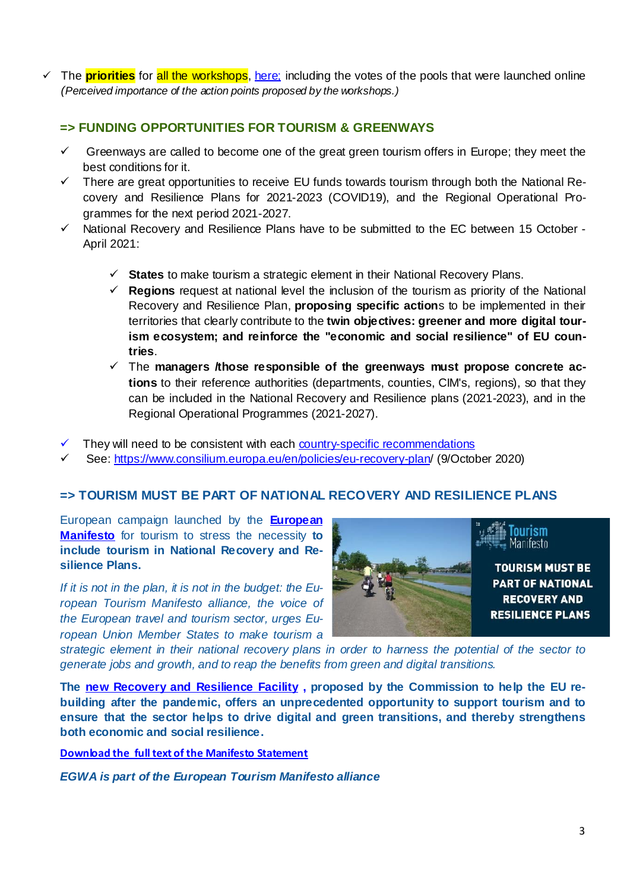- ✓ The **priorities** for all the workshops, here; including the votes of the pools that were launched online *(Perceived importance of the action points proposed by the workshops.)*

## => FUNDING OPPORTUNITIES FOR TOURISM & GREENWAYS

- ✓ Greenways are called to become one of the great green tourism offers in Europe; they meet the best conditions for it.
- ✓ There are great opportunities to receive EU funds towards tourism through both the National Recovery and Resilience Plans for 2021-2023 (COVID19), and the Regional Operational Programmes for the next period 2021-2027.
- ✓ National Recovery and Resilience Plans have to be submitted to the EC between 15 October - April 2021:
  - ✓ **States** to make tourism a strategic element in their National Recovery Plans.
  - ✓ **Regions** request at national level the inclusion of the tourism as priority of the National Recovery and Resilience Plan, **proposing specific action**s to be implemented in their territories that clearly contribute to the **twin objectives: greener and more digital tourism ecosystem; and reinforce the "economic and social resilience" of EU countries**.
  - ✓ The **managers /those responsible of the greenways must propose concrete actions** to their reference authorities (departments, counties, CIM's, regions), so that they can be included in the National Recovery and Resilience plans (2021-2023), and in the Regional Operational Programmes (2021-2027).
- ✓ They will need to be consistent with each country-specific recommendations
- ✓ See: https://www.consilium.europa.eu/en/policies/eu-recovery-plan/ (9/October 2020)

## => TOURISM MUST BE PART OF NATIONAL RECOVERY AND RESILIENCE PLANS

European campaign launched by the **European Manifesto** for tourism to stress the necessity **to include tourism in National Recovery and Resilience Plans.**

Tourism Manifesto

TOURISM MUST BE PART OF NATIONAL RECOVERY AND RESILIENCE PLANS

*If it is not in the plan, it is not in the budget: the European Tourism Manifesto alliance, the voice of the European travel and tourism sector, urges European Union Member States to make tourism a strategic element in their national recovery plans in order to harness the potential of the sector to generate jobs and growth, and to reap the benefits from green and digital transitions.*

**The new Recovery and Resilience Facility , proposed by the Commission to help the EU re-building after the pandemic, offers an unprecedented opportunity to support tourism and to ensure that the sector helps to drive digital and green transitions, and thereby strengthens both economic and social resilience.**

**Download the full text of the Manifesto Statement**

***EGWA is part of the European Tourism Manifesto alliance***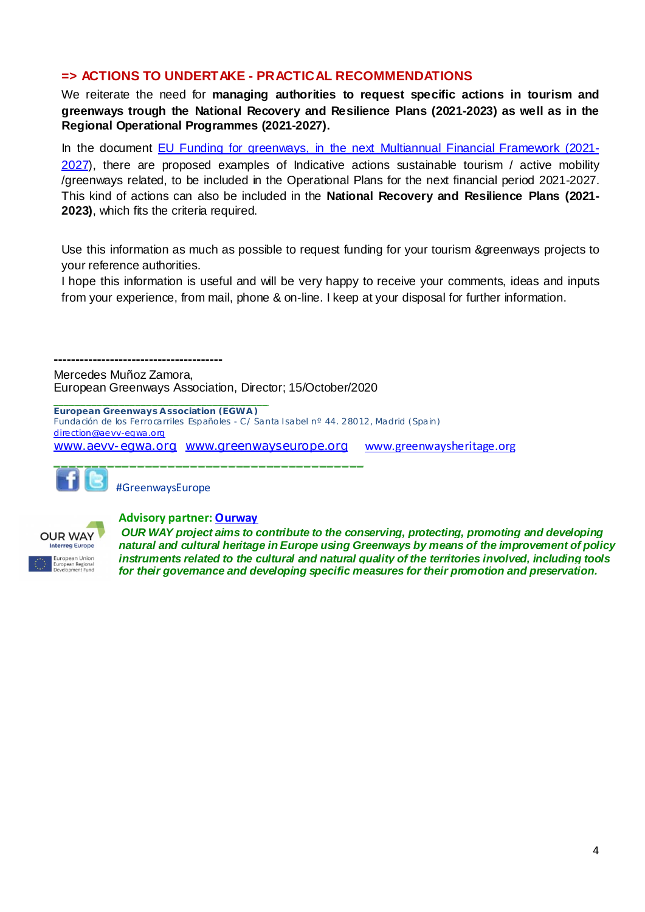## => ACTIONS TO UNDERTAKE - PRACTICAL RECOMMENDATIONS

We reiterate the need for **managing authorities to request specific actions in tourism and greenways trough the National Recovery and Resilience Plans (2021-2023) as well as in the Regional Operational Programmes (2021-2027).**

In the document EU Funding for greenways, in the next Multiannual Financial Framework (2021-2027), there are proposed examples of Indicative actions sustainable tourism / active mobility /greenways related, to be included in the Operational Plans for the next financial period 2021-2027. This kind of actions can also be included in the **National Recovery and Resilience Plans (2021-2023)**, which fits the criteria required.

Use this information as much as possible to request funding for your tourism &greenways projects to your reference authorities.

I hope this information is useful and will be very happy to receive your comments, ideas and inputs from your experience, from mail, phone & on-line. I keep at your disposal for further information.

---------------------------------------

Mercedes Muñoz Zamora,
European Greenways Association, Director; 15/October/2020

**European Greenways Association (EGWA)**
Fundación de los Ferrocarriles Españoles - C/ Santa Isabel nº 44. 28012, Madrid (Spain)
direction@aevv-egwa.org
www.aevv-egwa.org www.greenwayseurope.org www.greenwaysheritage.org

#GreenwaysEurope

**Advisory partner: Ourway**

***OUR WAY project aims to contribute to the conserving, protecting, promoting and developing natural and cultural heritage in Europe using Greenways by means of the improvement of policy instruments related to the cultural and natural quality of the territories involved, including tools for their governance and developing specific measures for their promotion and preservation.***